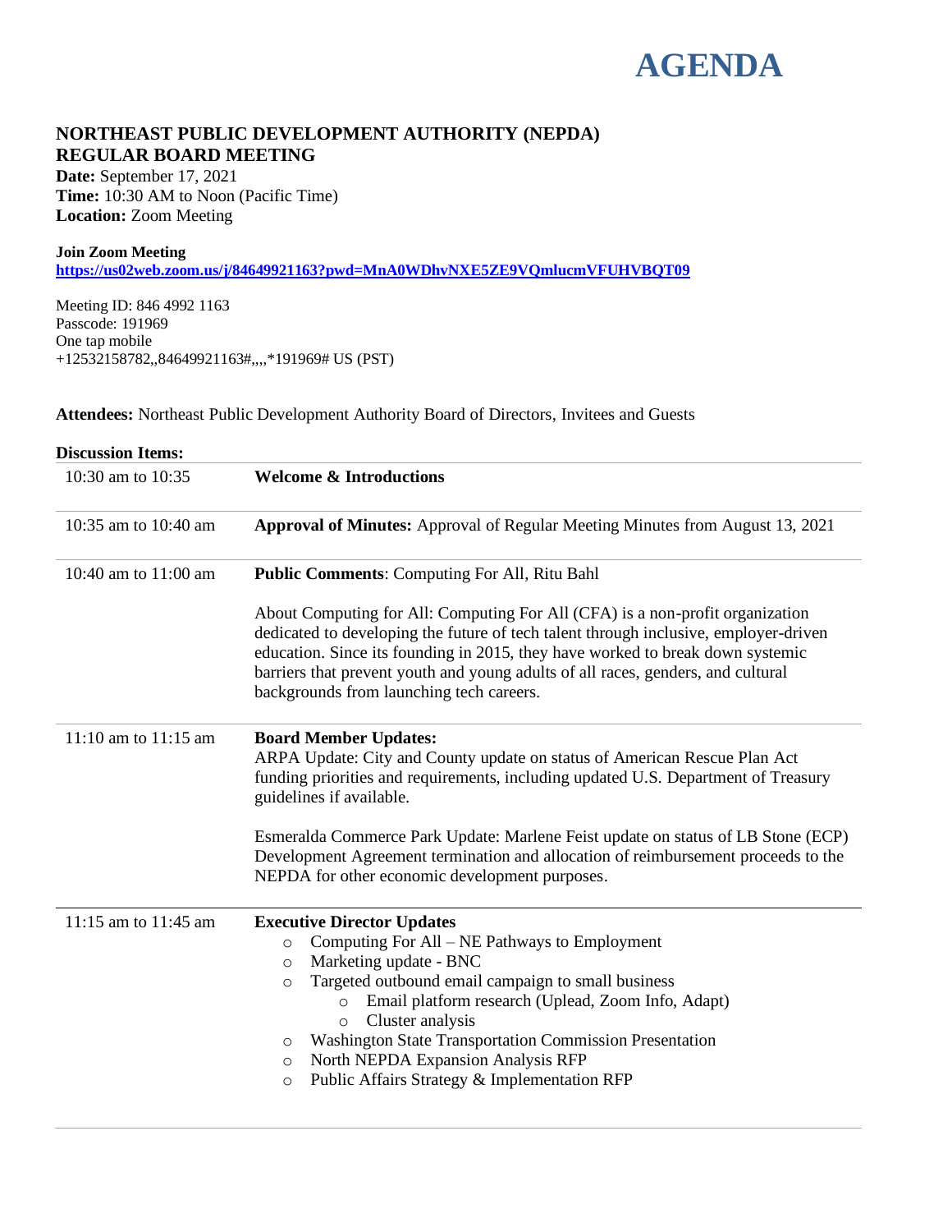# AGENDA

## NORTHEAST PUBLIC DEVELOPMENT AUTHORITY (NEPDA)
## REGULAR BOARD MEETING

**Date:** September 17, 2021
**Time:** 10:30 AM to Noon (Pacific Time)
**Location:** Zoom Meeting

**Join Zoom Meeting**
**https://us02web.zoom.us/j/84649921163?pwd=MnA0WDhvNXE5ZE9VQmlucmVFUHVBQT09**

Meeting ID: 846 4992 1163
Passcode: 191969
One tap mobile
+12532158782,,84649921163#,,,,*191969# US (PST)

**Attendees:** Northeast Public Development Authority Board of Directors, Invitees and Guests

**Discussion Items:**

| | |
|---|---|
| 10:30 am to 10:35 | **Welcome & Introductions** |
| 10:35 am to 10:40 am | **Approval of Minutes:** Approval of Regular Meeting Minutes from August 13, 2021 |
| 10:40 am to 11:00 am | **Public Comments**: Computing For All, Ritu Bahl<br><br>About Computing for All: Computing For All (CFA) is a non-profit organization dedicated to developing the future of tech talent through inclusive, employer-driven education. Since its founding in 2015, they have worked to break down systemic barriers that prevent youth and young adults of all races, genders, and cultural backgrounds from launching tech careers. |
| 11:10 am to 11:15 am | **Board Member Updates:**<br>ARPA Update: City and County update on status of American Rescue Plan Act funding priorities and requirements, including updated U.S. Department of Treasury guidelines if available.<br><br>Esmeralda Commerce Park Update: Marlene Feist update on status of LB Stone (ECP) Development Agreement termination and allocation of reimbursement proceeds to the NEPDA for other economic development purposes. |
| 11:15 am to 11:45 am | **Executive Director Updates**<br>○ Computing For All – NE Pathways to Employment<br>○ Marketing update - BNC<br>○ Targeted outbound email campaign to small business<br>&nbsp;&nbsp;&nbsp;&nbsp;○ Email platform research (Uplead, Zoom Info, Adapt)<br>&nbsp;&nbsp;&nbsp;&nbsp;○ Cluster analysis<br>○ Washington State Transportation Commission Presentation<br>○ North NEPDA Expansion Analysis RFP<br>○ Public Affairs Strategy & Implementation RFP |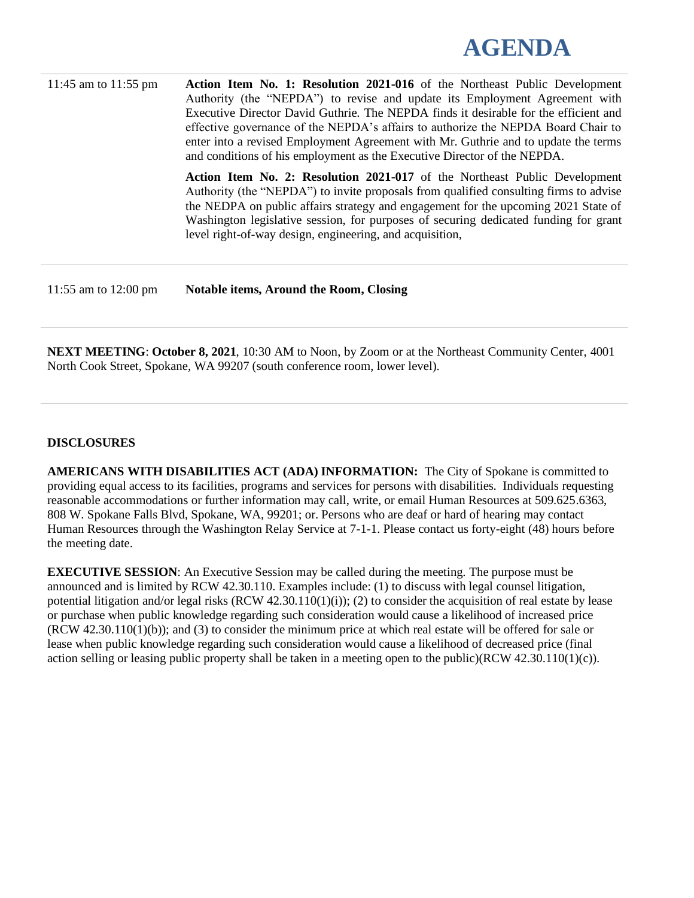# AGENDA

| | |
|---|---|
| 11:45 am to 11:55 pm | **Action Item No. 1: Resolution 2021-016** of the Northeast Public Development Authority (the "NEPDA") to revise and update its Employment Agreement with Executive Director David Guthrie. The NEPDA finds it desirable for the efficient and effective governance of the NEPDA's affairs to authorize the NEPDA Board Chair to enter into a revised Employment Agreement with Mr. Guthrie and to update the terms and conditions of his employment as the Executive Director of the NEPDA.<br><br>**Action Item No. 2: Resolution 2021-017** of the Northeast Public Development Authority (the "NEPDA") to invite proposals from qualified consulting firms to advise the NEDPA on public affairs strategy and engagement for the upcoming 2021 State of Washington legislative session, for purposes of securing dedicated funding for grant level right-of-way design, engineering, and acquisition, |
| 11:55 am to 12:00 pm | **Notable items, Around the Room, Closing** |

**NEXT MEETING**: **October 8, 2021**, 10:30 AM to Noon, by Zoom or at the Northeast Community Center, 4001 North Cook Street, Spokane, WA 99207 (south conference room, lower level).

**DISCLOSURES**

**AMERICANS WITH DISABILITIES ACT (ADA) INFORMATION:** The City of Spokane is committed to providing equal access to its facilities, programs and services for persons with disabilities. Individuals requesting reasonable accommodations or further information may call, write, or email Human Resources at 509.625.6363, 808 W. Spokane Falls Blvd, Spokane, WA, 99201; or. Persons who are deaf or hard of hearing may contact Human Resources through the Washington Relay Service at 7-1-1. Please contact us forty-eight (48) hours before the meeting date.

**EXECUTIVE SESSION**: An Executive Session may be called during the meeting. The purpose must be announced and is limited by RCW 42.30.110. Examples include: (1) to discuss with legal counsel litigation, potential litigation and/or legal risks (RCW 42.30.110(1)(i)); (2) to consider the acquisition of real estate by lease or purchase when public knowledge regarding such consideration would cause a likelihood of increased price (RCW 42.30.110(1)(b)); and (3) to consider the minimum price at which real estate will be offered for sale or lease when public knowledge regarding such consideration would cause a likelihood of decreased price (final action selling or leasing public property shall be taken in a meeting open to the public)(RCW 42.30.110(1)(c)).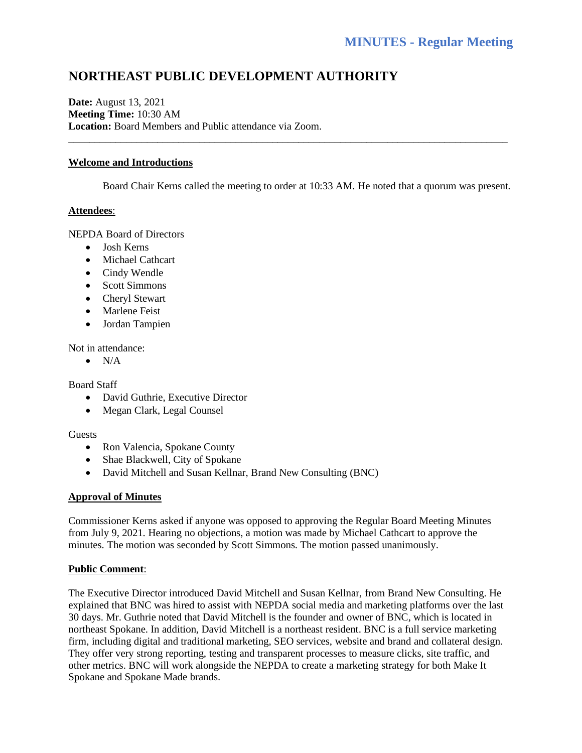# MINUTES - Regular Meeting

## NORTHEAST PUBLIC DEVELOPMENT AUTHORITY

**Date:** August 13, 2021
**Meeting Time:** 10:30 AM
**Location:** Board Members and Public attendance via Zoom.

---

### Welcome and Introductions

Board Chair Kerns called the meeting to order at 10:33 AM. He noted that a quorum was present.

### Attendees:

NEPDA Board of Directors

- Josh Kerns
- Michael Cathcart
- Cindy Wendle
- Scott Simmons
- Cheryl Stewart
- Marlene Feist
- Jordan Tampien

Not in attendance:

- N/A

Board Staff

- David Guthrie, Executive Director
- Megan Clark, Legal Counsel

Guests

- Ron Valencia, Spokane County
- Shae Blackwell, City of Spokane
- David Mitchell and Susan Kellnar, Brand New Consulting (BNC)

### Approval of Minutes

Commissioner Kerns asked if anyone was opposed to approving the Regular Board Meeting Minutes from July 9, 2021. Hearing no objections, a motion was made by Michael Cathcart to approve the minutes. The motion was seconded by Scott Simmons. The motion passed unanimously.

### Public Comment:

The Executive Director introduced David Mitchell and Susan Kellnar, from Brand New Consulting. He explained that BNC was hired to assist with NEPDA social media and marketing platforms over the last 30 days. Mr. Guthrie noted that David Mitchell is the founder and owner of BNC, which is located in northeast Spokane. In addition, David Mitchell is a northeast resident. BNC is a full service marketing firm, including digital and traditional marketing, SEO services, website and brand and collateral design. They offer very strong reporting, testing and transparent processes to measure clicks, site traffic, and other metrics. BNC will work alongside the NEPDA to create a marketing strategy for both Make It Spokane and Spokane Made brands.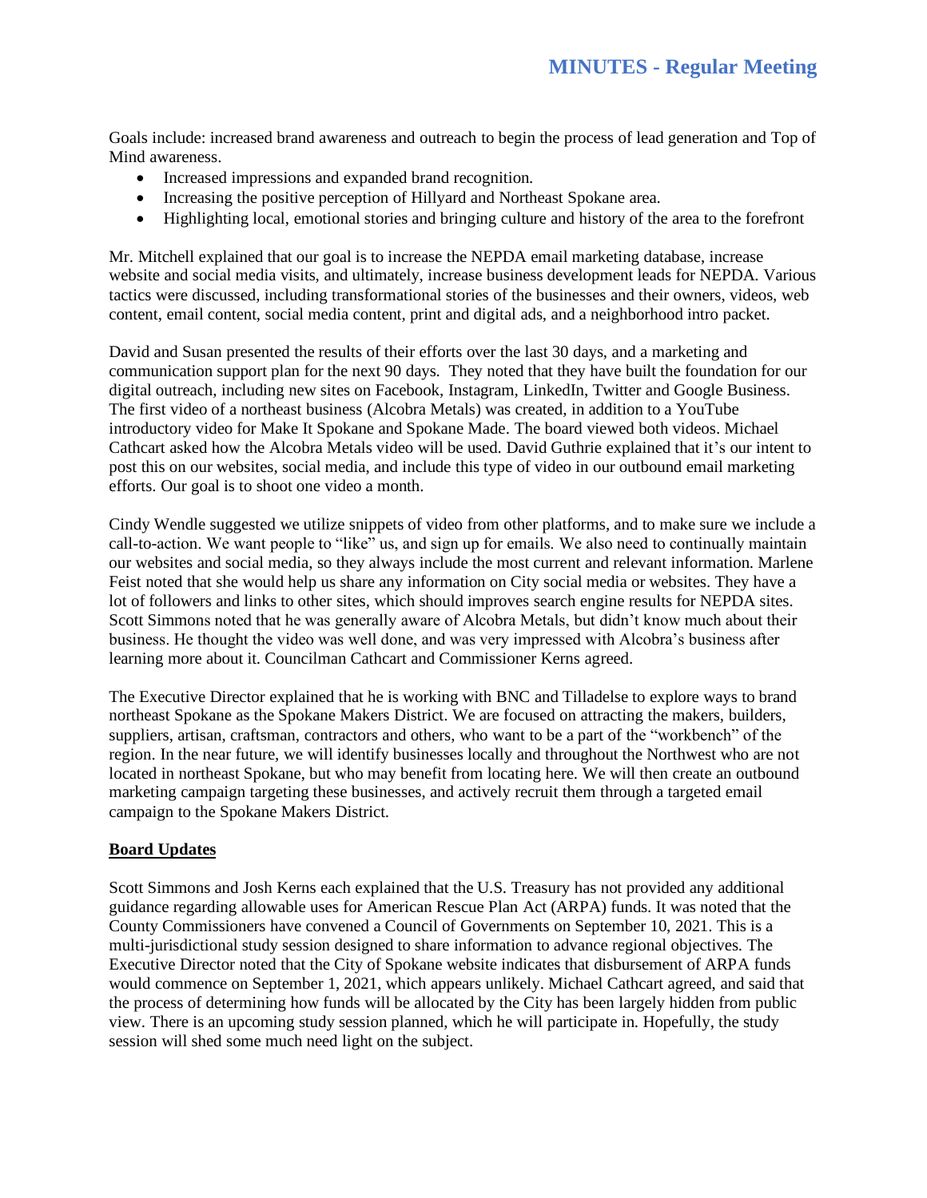Goals include: increased brand awareness and outreach to begin the process of lead generation and Top of Mind awareness.

- Increased impressions and expanded brand recognition.
- Increasing the positive perception of Hillyard and Northeast Spokane area.
- Highlighting local, emotional stories and bringing culture and history of the area to the forefront

Mr. Mitchell explained that our goal is to increase the NEPDA email marketing database, increase website and social media visits, and ultimately, increase business development leads for NEPDA. Various tactics were discussed, including transformational stories of the businesses and their owners, videos, web content, email content, social media content, print and digital ads, and a neighborhood intro packet.

David and Susan presented the results of their efforts over the last 30 days, and a marketing and communication support plan for the next 90 days. They noted that they have built the foundation for our digital outreach, including new sites on Facebook, Instagram, LinkedIn, Twitter and Google Business. The first video of a northeast business (Alcobra Metals) was created, in addition to a YouTube introductory video for Make It Spokane and Spokane Made. The board viewed both videos. Michael Cathcart asked how the Alcobra Metals video will be used. David Guthrie explained that it's our intent to post this on our websites, social media, and include this type of video in our outbound email marketing efforts. Our goal is to shoot one video a month.

Cindy Wendle suggested we utilize snippets of video from other platforms, and to make sure we include a call-to-action. We want people to "like" us, and sign up for emails. We also need to continually maintain our websites and social media, so they always include the most current and relevant information. Marlene Feist noted that she would help us share any information on City social media or websites. They have a lot of followers and links to other sites, which should improves search engine results for NEPDA sites. Scott Simmons noted that he was generally aware of Alcobra Metals, but didn't know much about their business. He thought the video was well done, and was very impressed with Alcobra's business after learning more about it. Councilman Cathcart and Commissioner Kerns agreed.

The Executive Director explained that he is working with BNC and Tilladelse to explore ways to brand northeast Spokane as the Spokane Makers District. We are focused on attracting the makers, builders, suppliers, artisan, craftsman, contractors and others, who want to be a part of the "workbench" of the region. In the near future, we will identify businesses locally and throughout the Northwest who are not located in northeast Spokane, but who may benefit from locating here. We will then create an outbound marketing campaign targeting these businesses, and actively recruit them through a targeted email campaign to the Spokane Makers District.

**Board Updates**

Scott Simmons and Josh Kerns each explained that the U.S. Treasury has not provided any additional guidance regarding allowable uses for American Rescue Plan Act (ARPA) funds. It was noted that the County Commissioners have convened a Council of Governments on September 10, 2021. This is a multi-jurisdictional study session designed to share information to advance regional objectives. The Executive Director noted that the City of Spokane website indicates that disbursement of ARPA funds would commence on September 1, 2021, which appears unlikely. Michael Cathcart agreed, and said that the process of determining how funds will be allocated by the City has been largely hidden from public view. There is an upcoming study session planned, which he will participate in. Hopefully, the study session will shed some much need light on the subject.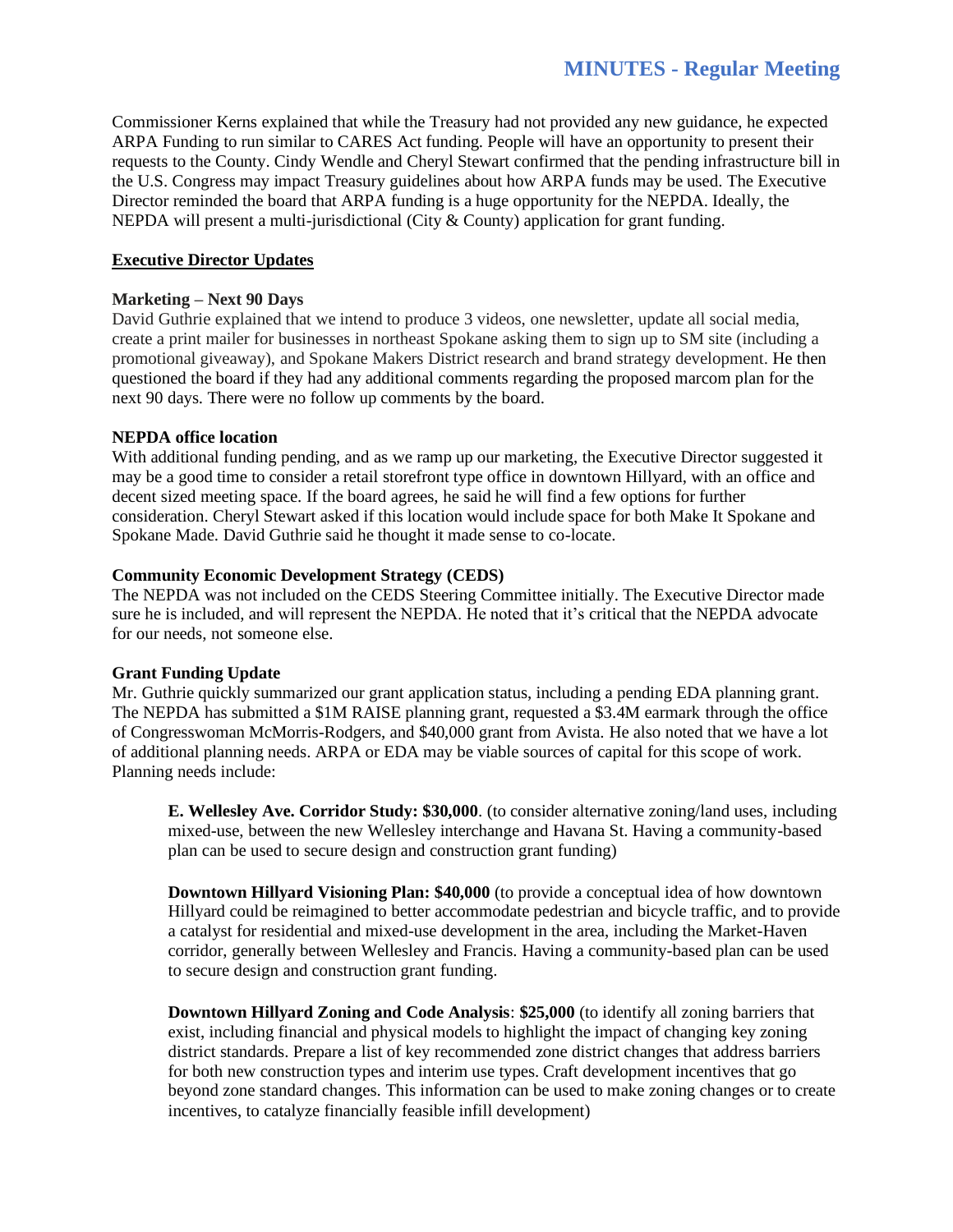Commissioner Kerns explained that while the Treasury had not provided any new guidance, he expected ARPA Funding to run similar to CARES Act funding. People will have an opportunity to present their requests to the County. Cindy Wendle and Cheryl Stewart confirmed that the pending infrastructure bill in the U.S. Congress may impact Treasury guidelines about how ARPA funds may be used. The Executive Director reminded the board that ARPA funding is a huge opportunity for the NEPDA. Ideally, the NEPDA will present a multi-jurisdictional (City & County) application for grant funding.

**Executive Director Updates**

**Marketing – Next 90 Days**

David Guthrie explained that we intend to produce 3 videos, one newsletter, update all social media, create a print mailer for businesses in northeast Spokane asking them to sign up to SM site (including a promotional giveaway), and Spokane Makers District research and brand strategy development. He then questioned the board if they had any additional comments regarding the proposed marcom plan for the next 90 days. There were no follow up comments by the board.

**NEPDA office location**

With additional funding pending, and as we ramp up our marketing, the Executive Director suggested it may be a good time to consider a retail storefront type office in downtown Hillyard, with an office and decent sized meeting space. If the board agrees, he said he will find a few options for further consideration. Cheryl Stewart asked if this location would include space for both Make It Spokane and Spokane Made. David Guthrie said he thought it made sense to co-locate.

**Community Economic Development Strategy (CEDS)**

The NEPDA was not included on the CEDS Steering Committee initially. The Executive Director made sure he is included, and will represent the NEPDA. He noted that it's critical that the NEPDA advocate for our needs, not someone else.

**Grant Funding Update**

Mr. Guthrie quickly summarized our grant application status, including a pending EDA planning grant. The NEPDA has submitted a $1M RAISE planning grant, requested a $3.4M earmark through the office of Congresswoman McMorris-Rodgers, and $40,000 grant from Avista. He also noted that we have a lot of additional planning needs. ARPA or EDA may be viable sources of capital for this scope of work. Planning needs include:

> **E. Wellesley Ave. Corridor Study: $30,000**. (to consider alternative zoning/land uses, including mixed-use, between the new Wellesley interchange and Havana St. Having a community-based plan can be used to secure design and construction grant funding)
>
> **Downtown Hillyard Visioning Plan: $40,000** (to provide a conceptual idea of how downtown Hillyard could be reimagined to better accommodate pedestrian and bicycle traffic, and to provide a catalyst for residential and mixed-use development in the area, including the Market-Haven corridor, generally between Wellesley and Francis. Having a community-based plan can be used to secure design and construction grant funding.
>
> **Downtown Hillyard Zoning and Code Analysis**: **$25,000** (to identify all zoning barriers that exist, including financial and physical models to highlight the impact of changing key zoning district standards. Prepare a list of key recommended zone district changes that address barriers for both new construction types and interim use types. Craft development incentives that go beyond zone standard changes. This information can be used to make zoning changes or to create incentives, to catalyze financially feasible infill development)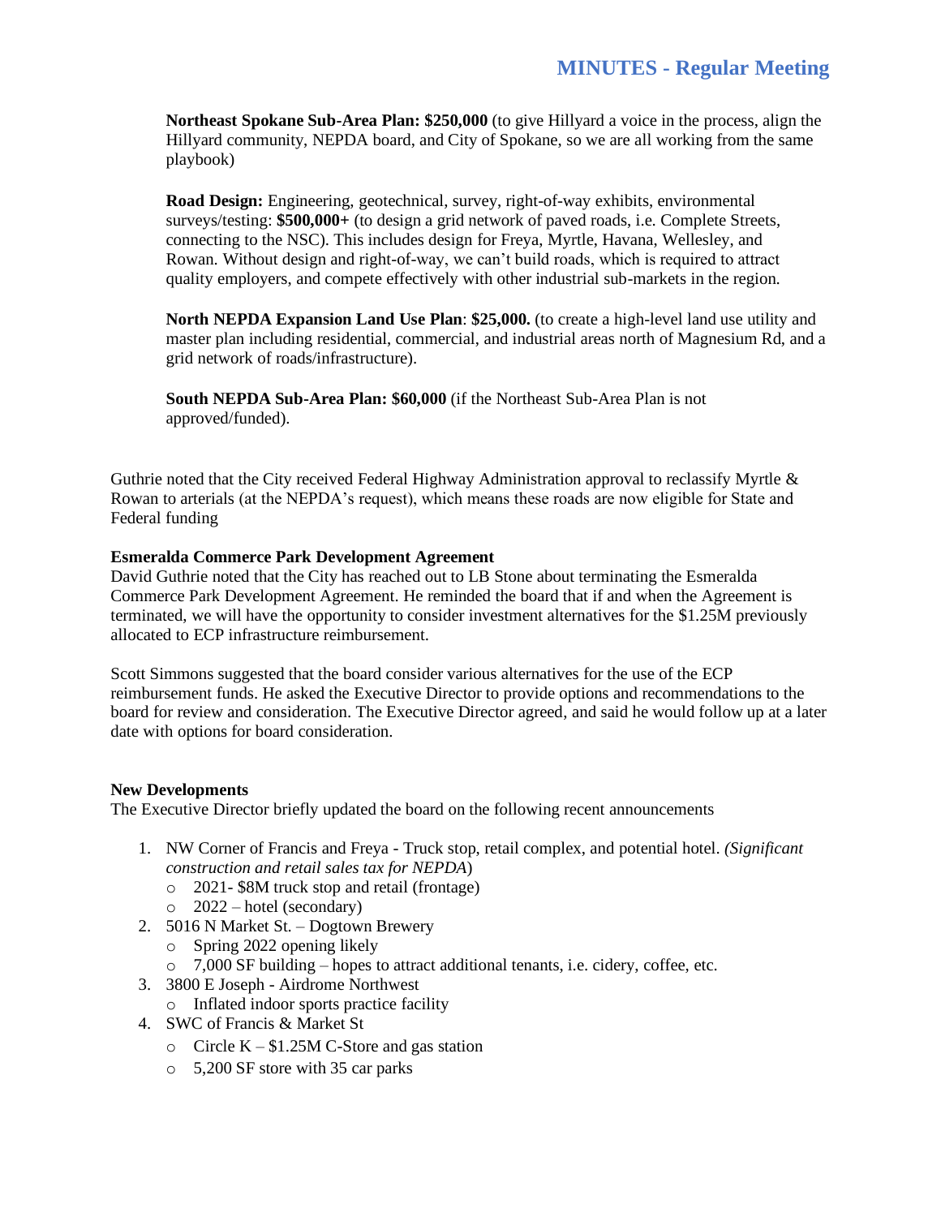**Northeast Spokane Sub-Area Plan: $250,000** (to give Hillyard a voice in the process, align the Hillyard community, NEPDA board, and City of Spokane, so we are all working from the same playbook)

**Road Design:** Engineering, geotechnical, survey, right-of-way exhibits, environmental surveys/testing: **$500,000+** (to design a grid network of paved roads, i.e. Complete Streets, connecting to the NSC). This includes design for Freya, Myrtle, Havana, Wellesley, and Rowan. Without design and right-of-way, we can't build roads, which is required to attract quality employers, and compete effectively with other industrial sub-markets in the region.

**North NEPDA Expansion Land Use Plan**: **$25,000.** (to create a high-level land use utility and master plan including residential, commercial, and industrial areas north of Magnesium Rd, and a grid network of roads/infrastructure).

**South NEPDA Sub-Area Plan: $60,000** (if the Northeast Sub-Area Plan is not approved/funded).

Guthrie noted that the City received Federal Highway Administration approval to reclassify Myrtle & Rowan to arterials (at the NEPDA's request), which means these roads are now eligible for State and Federal funding

**Esmeralda Commerce Park Development Agreement**
David Guthrie noted that the City has reached out to LB Stone about terminating the Esmeralda Commerce Park Development Agreement. He reminded the board that if and when the Agreement is terminated, we will have the opportunity to consider investment alternatives for the $1.25M previously allocated to ECP infrastructure reimbursement.

Scott Simmons suggested that the board consider various alternatives for the use of the ECP reimbursement funds. He asked the Executive Director to provide options and recommendations to the board for review and consideration. The Executive Director agreed, and said he would follow up at a later date with options for board consideration.

**New Developments**
The Executive Director briefly updated the board on the following recent announcements

1. NW Corner of Francis and Freya - Truck stop, retail complex, and potential hotel. *(Significant construction and retail sales tax for NEPDA)*
   - 2021- $8M truck stop and retail (frontage)
   - 2022 – hotel (secondary)
2. 5016 N Market St. – Dogtown Brewery
   - Spring 2022 opening likely
   - 7,000 SF building – hopes to attract additional tenants, i.e. cidery, coffee, etc.
3. 3800 E Joseph - Airdrome Northwest
   - Inflated indoor sports practice facility
4. SWC of Francis & Market St
   - Circle K – $1.25M C-Store and gas station
   - 5,200 SF store with 35 car parks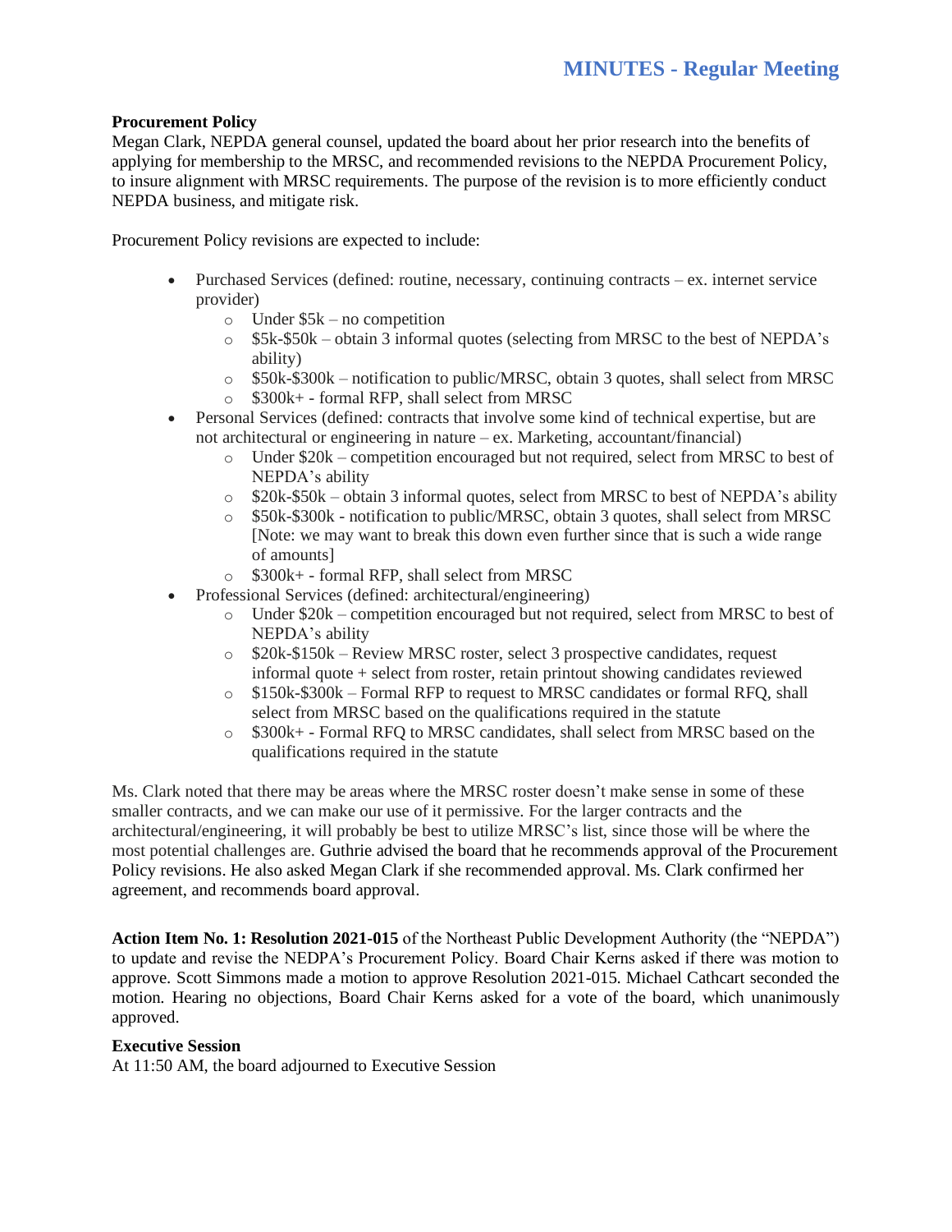**Procurement Policy**

Megan Clark, NEPDA general counsel, updated the board about her prior research into the benefits of applying for membership to the MRSC, and recommended revisions to the NEPDA Procurement Policy, to insure alignment with MRSC requirements. The purpose of the revision is to more efficiently conduct NEPDA business, and mitigate risk.

Procurement Policy revisions are expected to include:

- Purchased Services (defined: routine, necessary, continuing contracts – ex. internet service provider)
  - Under $5k – no competition
  - $5k-$50k – obtain 3 informal quotes (selecting from MRSC to the best of NEPDA's ability)
  - $50k-$300k – notification to public/MRSC, obtain 3 quotes, shall select from MRSC
  - $300k+ - formal RFP, shall select from MRSC
- Personal Services (defined: contracts that involve some kind of technical expertise, but are not architectural or engineering in nature – ex. Marketing, accountant/financial)
  - Under $20k – competition encouraged but not required, select from MRSC to best of NEPDA's ability
  - $20k-$50k – obtain 3 informal quotes, select from MRSC to best of NEPDA's ability
  - $50k-$300k - notification to public/MRSC, obtain 3 quotes, shall select from MRSC [Note: we may want to break this down even further since that is such a wide range of amounts]
  - $300k+ - formal RFP, shall select from MRSC
- Professional Services (defined: architectural/engineering)
  - Under $20k – competition encouraged but not required, select from MRSC to best of NEPDA's ability
  - $20k-$150k – Review MRSC roster, select 3 prospective candidates, request informal quote + select from roster, retain printout showing candidates reviewed
  - $150k-$300k – Formal RFP to request to MRSC candidates or formal RFQ, shall select from MRSC based on the qualifications required in the statute
  - $300k+ - Formal RFQ to MRSC candidates, shall select from MRSC based on the qualifications required in the statute

Ms. Clark noted that there may be areas where the MRSC roster doesn't make sense in some of these smaller contracts, and we can make our use of it permissive. For the larger contracts and the architectural/engineering, it will probably be best to utilize MRSC's list, since those will be where the most potential challenges are. Guthrie advised the board that he recommends approval of the Procurement Policy revisions. He also asked Megan Clark if she recommended approval. Ms. Clark confirmed her agreement, and recommends board approval.

**Action Item No. 1: Resolution 2021-015** of the Northeast Public Development Authority (the "NEPDA") to update and revise the NEDPA's Procurement Policy. Board Chair Kerns asked if there was motion to approve. Scott Simmons made a motion to approve Resolution 2021-015. Michael Cathcart seconded the motion. Hearing no objections, Board Chair Kerns asked for a vote of the board, which unanimously approved.

**Executive Session**

At 11:50 AM, the board adjourned to Executive Session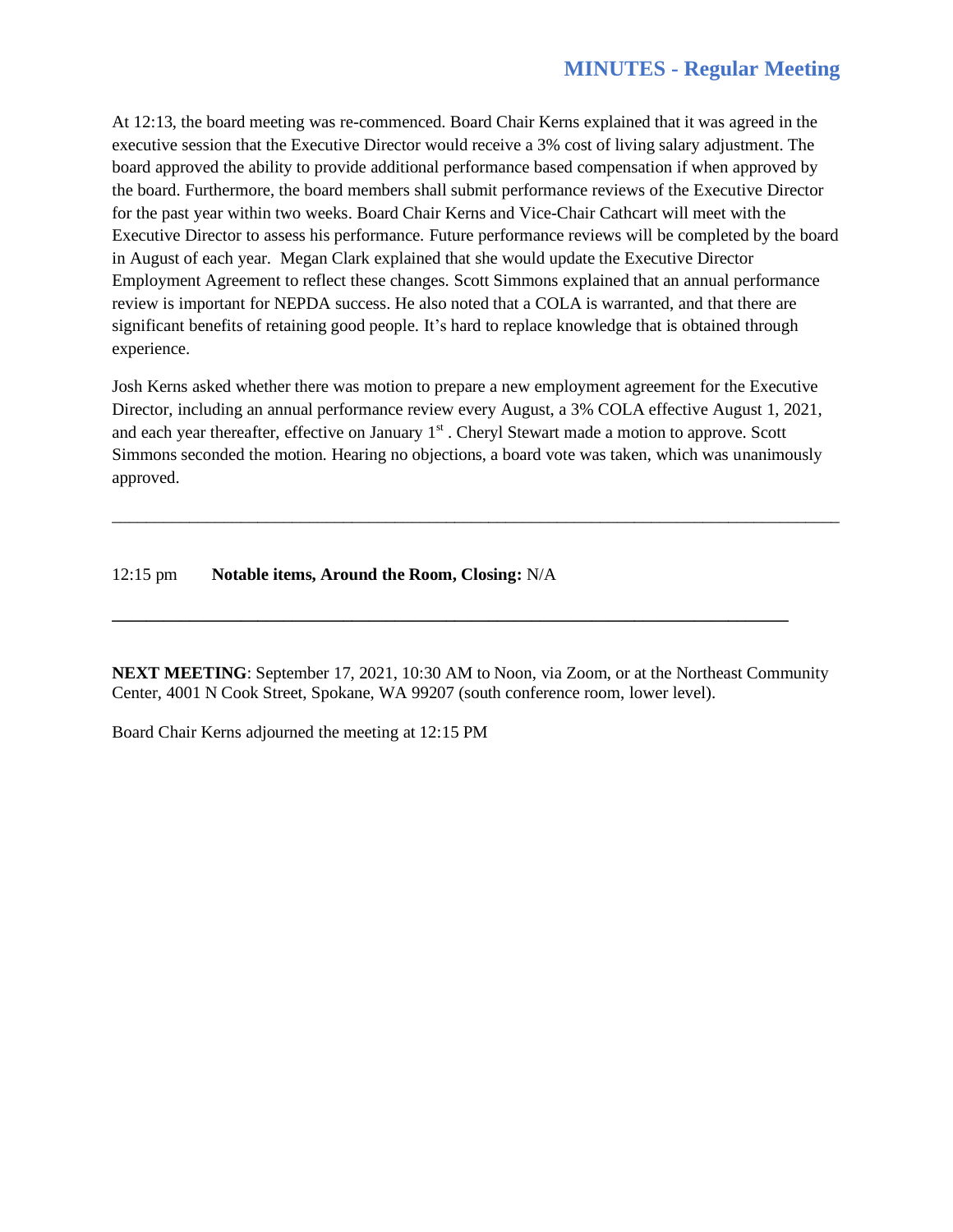At 12:13, the board meeting was re-commenced. Board Chair Kerns explained that it was agreed in the executive session that the Executive Director would receive a 3% cost of living salary adjustment. The board approved the ability to provide additional performance based compensation if when approved by the board. Furthermore, the board members shall submit performance reviews of the Executive Director for the past year within two weeks. Board Chair Kerns and Vice-Chair Cathcart will meet with the Executive Director to assess his performance. Future performance reviews will be completed by the board in August of each year. Megan Clark explained that she would update the Executive Director Employment Agreement to reflect these changes. Scott Simmons explained that an annual performance review is important for NEPDA success. He also noted that a COLA is warranted, and that there are significant benefits of retaining good people. It's hard to replace knowledge that is obtained through experience.

Josh Kerns asked whether there was motion to prepare a new employment agreement for the Executive Director, including an annual performance review every August, a 3% COLA effective August 1, 2021, and each year thereafter, effective on January 1st . Cheryl Stewart made a motion to approve. Scott Simmons seconded the motion. Hearing no objections, a board vote was taken, which was unanimously approved.

---

12:15 pm **Notable items, Around the Room, Closing:** N/A

---

**NEXT MEETING**: September 17, 2021, 10:30 AM to Noon, via Zoom, or at the Northeast Community Center, 4001 N Cook Street, Spokane, WA 99207 (south conference room, lower level).

Board Chair Kerns adjourned the meeting at 12:15 PM